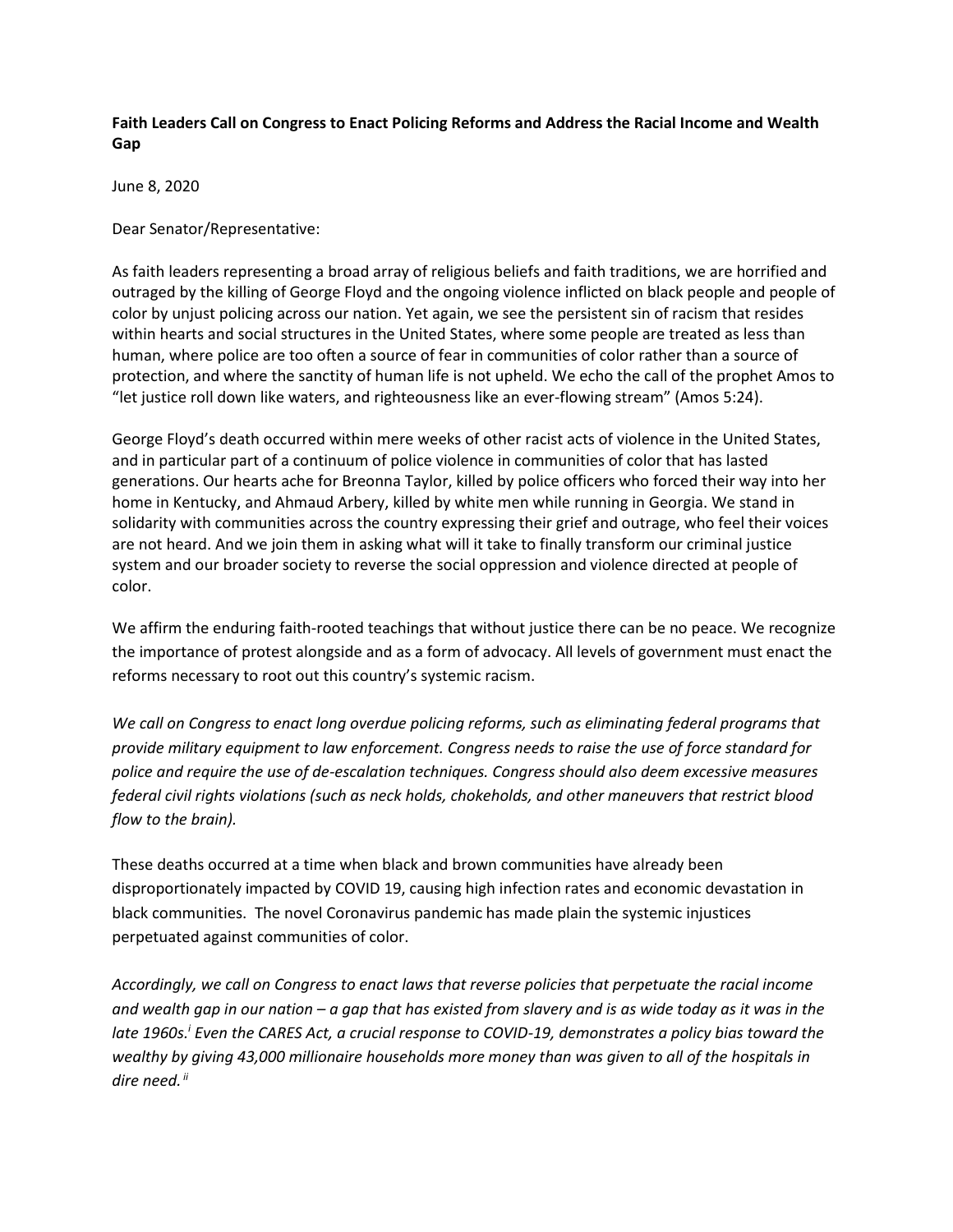**Faith Leaders Call on Congress to Enact Policing Reforms and Address the Racial Income and Wealth Gap**

June 8, 2020

Dear Senator/Representative:

As faith leaders representing a broad array of religious beliefs and faith traditions, we are horrified and outraged by the killing of George Floyd and the ongoing violence inflicted on black people and people of color by unjust policing across our nation. Yet again, we see the persistent sin of racism that resides within hearts and social structures in the United States, where some people are treated as less than human, where police are too often a source of fear in communities of color rather than a source of protection, and where the sanctity of human life is not upheld. We echo the call of the prophet Amos to "let justice roll down like waters, and righteousness like an ever-flowing stream" (Amos 5:24).

George Floyd's death occurred within mere weeks of other racist acts of violence in the United States, and in particular part of a continuum of police violence in communities of color that has lasted generations. Our hearts ache for Breonna Taylor, killed by police officers who forced their way into her home in Kentucky, and Ahmaud Arbery, killed by white men while running in Georgia. We stand in solidarity with communities across the country expressing their grief and outrage, who feel their voices are not heard. And we join them in asking what will it take to finally transform our criminal justice system and our broader society to reverse the social oppression and violence directed at people of color.

We affirm the enduring faith-rooted teachings that without justice there can be no peace. We recognize the importance of protest alongside and as a form of advocacy. All levels of government must enact the reforms necessary to root out this country's systemic racism.

*We call on Congress to enact long overdue policing reforms, such as eliminating federal programs that provide military equipment to law enforcement. Congress needs to raise the use of force standard for police and require the use of de-escalation techniques. Congress should also deem excessive measures federal civil rights violations (such as neck holds, chokeholds, and other maneuvers that restrict blood flow to the brain).*

These deaths occurred at a time when black and brown communities have already been disproportionately impacted by COVID 19, causing high infection rates and economic devastation in black communities. The novel Coronavirus pandemic has made plain the systemic injustices perpetuated against communities of color.

*Accordingly, we call on Congress to enact laws that reverse policies that perpetuate the racial income and wealth gap in our nation – a gap that has existed from slavery and is as wide today as it was in the late 1960s.*[i] *Even the CARES Act, a crucial response to COVID-19, demonstrates a policy bias toward the wealthy by giving 43,000 millionaire households more money than was given to all of the hospitals in dire need.*[ii]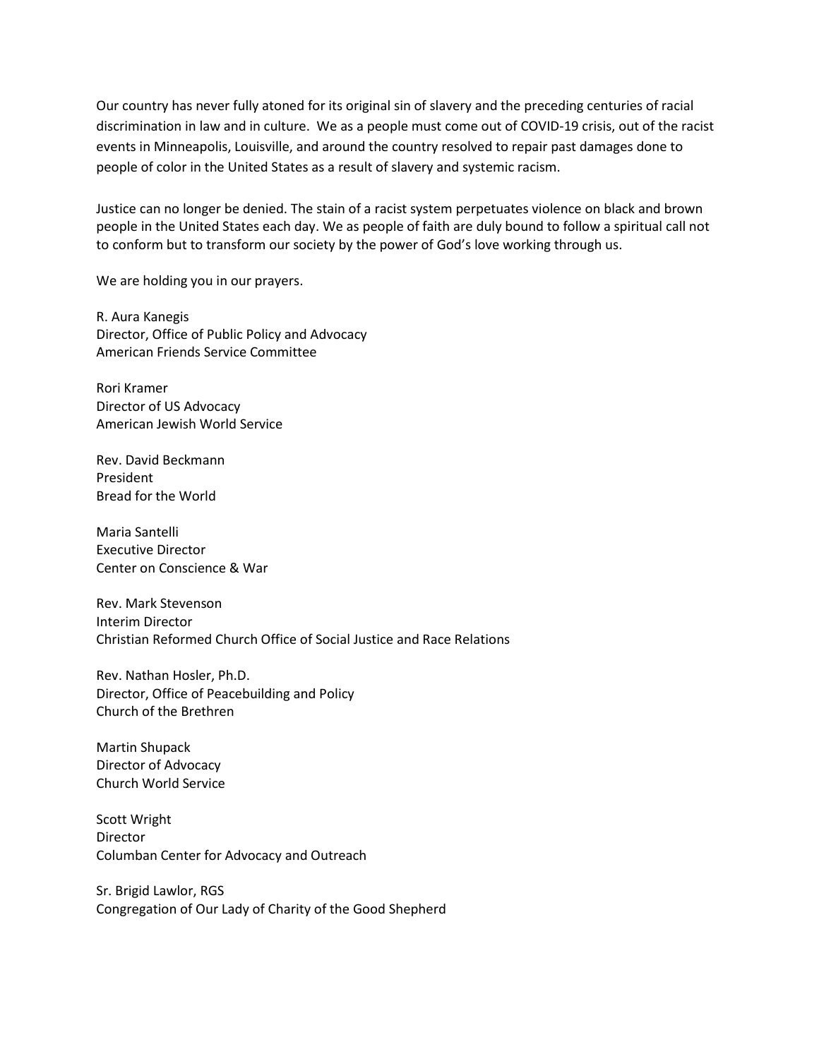Our country has never fully atoned for its original sin of slavery and the preceding centuries of racial discrimination in law and in culture. We as a people must come out of COVID-19 crisis, out of the racist events in Minneapolis, Louisville, and around the country resolved to repair past damages done to people of color in the United States as a result of slavery and systemic racism.

Justice can no longer be denied. The stain of a racist system perpetuates violence on black and brown people in the United States each day. We as people of faith are duly bound to follow a spiritual call not to conform but to transform our society by the power of God's love working through us.

We are holding you in our prayers.

R. Aura Kanegis
Director, Office of Public Policy and Advocacy
American Friends Service Committee

Rori Kramer
Director of US Advocacy
American Jewish World Service

Rev. David Beckmann
President
Bread for the World

Maria Santelli
Executive Director
Center on Conscience & War

Rev. Mark Stevenson
Interim Director
Christian Reformed Church Office of Social Justice and Race Relations

Rev. Nathan Hosler, Ph.D.
Director, Office of Peacebuilding and Policy
Church of the Brethren

Martin Shupack
Director of Advocacy
Church World Service

Scott Wright
Director
Columban Center for Advocacy and Outreach

Sr. Brigid Lawlor, RGS
Congregation of Our Lady of Charity of the Good Shepherd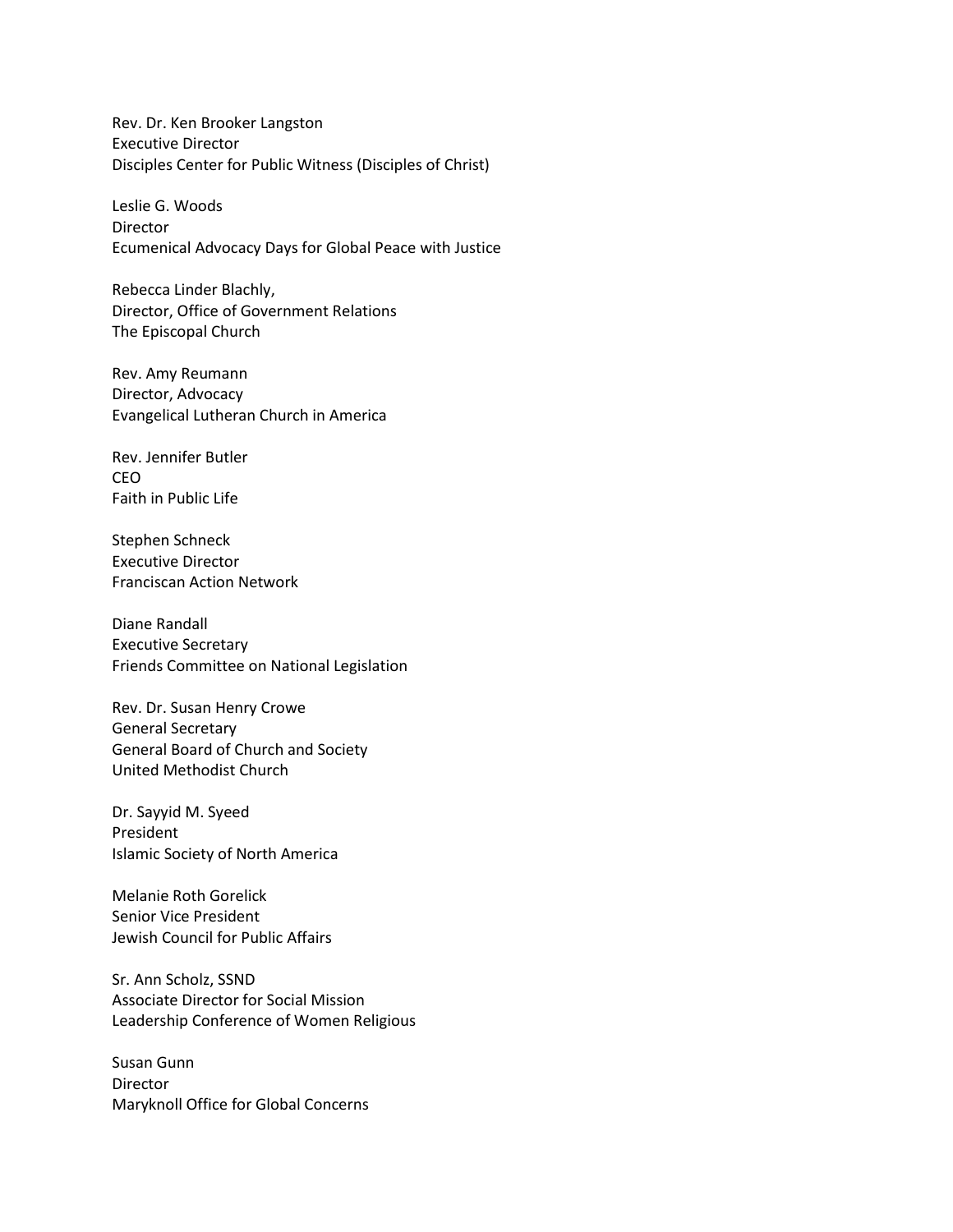Rev. Dr. Ken Brooker Langston  
Executive Director  
Disciples Center for Public Witness (Disciples of Christ)

Leslie G. Woods  
Director  
Ecumenical Advocacy Days for Global Peace with Justice

Rebecca Linder Blachly,  
Director, Office of Government Relations  
The Episcopal Church

Rev. Amy Reumann  
Director, Advocacy  
Evangelical Lutheran Church in America

Rev. Jennifer Butler  
CEO  
Faith in Public Life

Stephen Schneck  
Executive Director  
Franciscan Action Network

Diane Randall  
Executive Secretary  
Friends Committee on National Legislation

Rev. Dr. Susan Henry Crowe  
General Secretary  
General Board of Church and Society  
United Methodist Church

Dr. Sayyid M. Syeed  
President  
Islamic Society of North America

Melanie Roth Gorelick  
Senior Vice President  
Jewish Council for Public Affairs

Sr. Ann Scholz, SSND  
Associate Director for Social Mission  
Leadership Conference of Women Religious

Susan Gunn  
Director  
Maryknoll Office for Global Concerns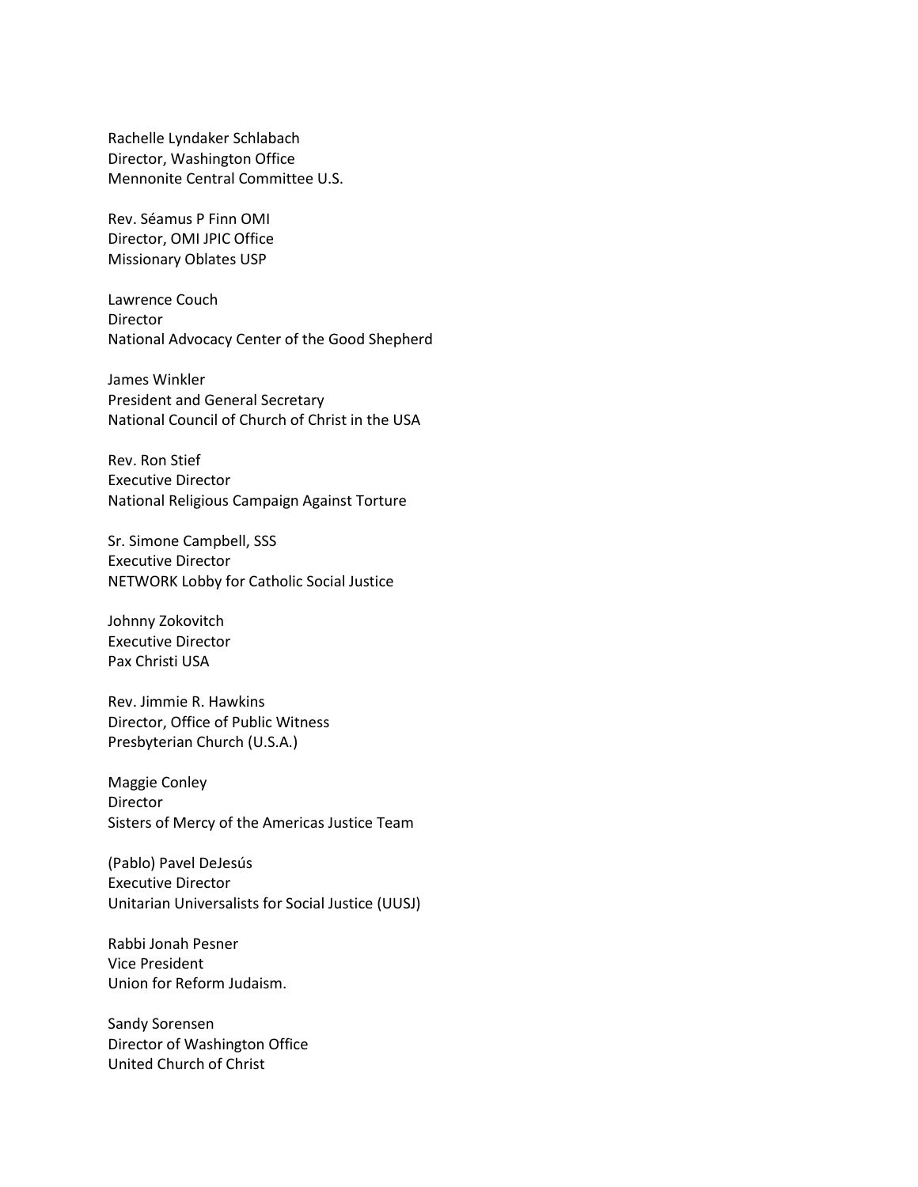Rachelle Lyndaker Schlabach
Director, Washington Office
Mennonite Central Committee U.S.

Rev. Séamus P Finn OMI
Director, OMI JPIC Office
Missionary Oblates USP

Lawrence Couch
Director
National Advocacy Center of the Good Shepherd

James Winkler
President and General Secretary
National Council of Church of Christ in the USA

Rev. Ron Stief
Executive Director
National Religious Campaign Against Torture

Sr. Simone Campbell, SSS
Executive Director
NETWORK Lobby for Catholic Social Justice

Johnny Zokovitch
Executive Director
Pax Christi USA

Rev. Jimmie R. Hawkins
Director, Office of Public Witness
Presbyterian Church (U.S.A.)

Maggie Conley
Director
Sisters of Mercy of the Americas Justice Team

(Pablo) Pavel DeJesús
Executive Director
Unitarian Universalists for Social Justice (UUSJ)

Rabbi Jonah Pesner
Vice President
Union for Reform Judaism.

Sandy Sorensen
Director of Washington Office
United Church of Christ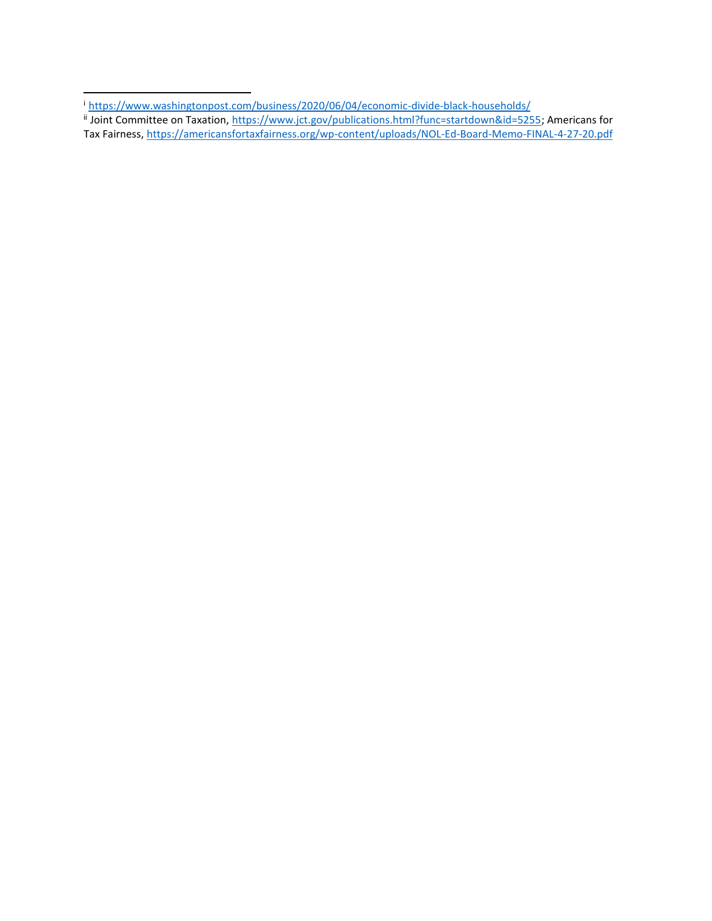---

[i] https://www.washingtonpost.com/business/2020/06/04/economic-divide-black-households/

[ii] Joint Committee on Taxation, https://www.jct.gov/publications.html?func=startdown&id=5255; Americans for Tax Fairness, https://americansfortaxfairness.org/wp-content/uploads/NOL-Ed-Board-Memo-FINAL-4-27-20.pdf